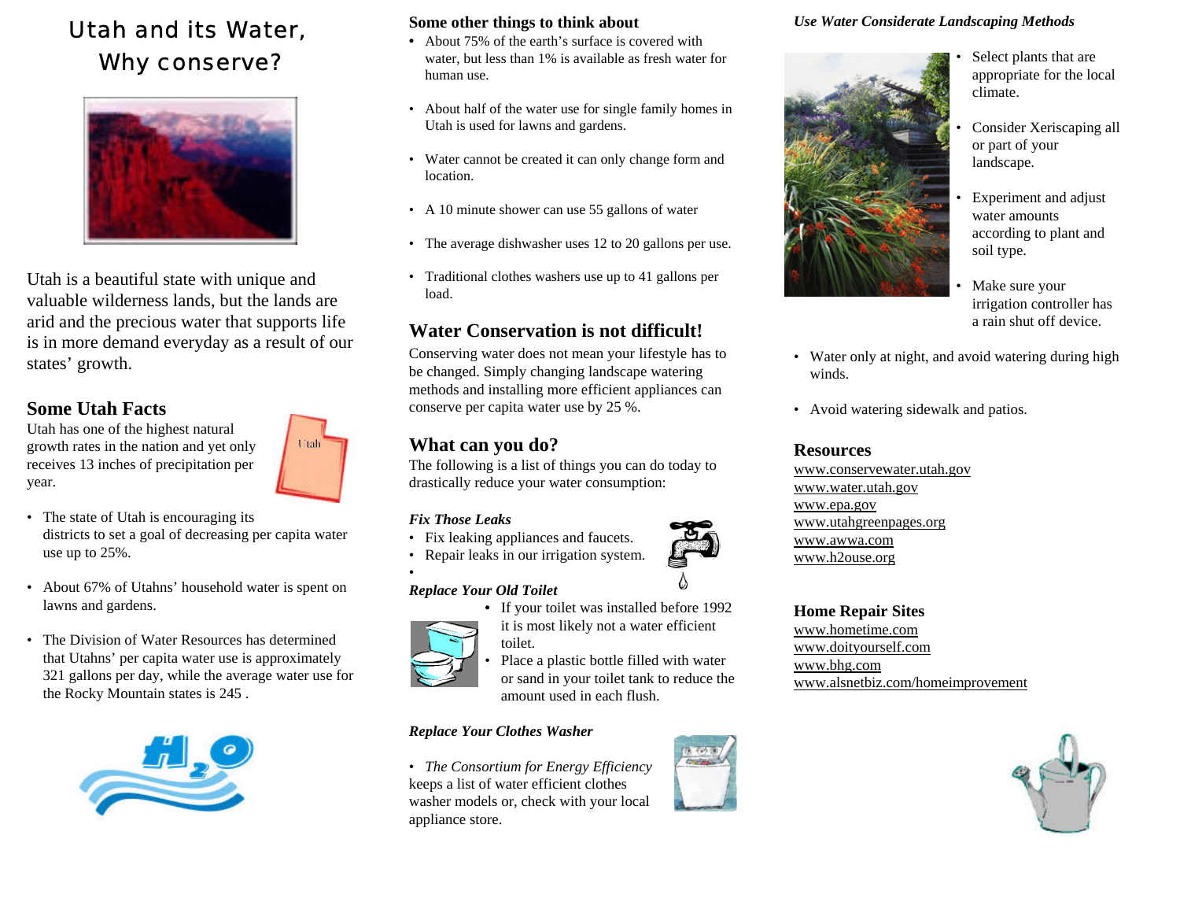# Utah and its Water, Why conserve?

Utah is a beautiful state with unique and valuable wilderness lands, but the lands are arid and the precious water that supports life is in more demand everyday as a result of our states' growth.

## Some Utah Facts

Utah has one of the highest natural growth rates in the nation and yet only receives 13 inches of precipitation per year.

- The state of Utah is encouraging its districts to set a goal of decreasing per capita water use up to 25%.
- About 67% of Utahns' household water is spent on lawns and gardens.
- The Division of Water Resources has determined that Utahns' per capita water use is approximately 321 gallons per day, while the average water use for the Rocky Mountain states is 245 .

## Some other things to think about

- About 75% of the earth's surface is covered with water, but less than 1% is available as fresh water for human use.
- About half of the water use for single family homes in Utah is used for lawns and gardens.
- Water cannot be created it can only change form and location.
- A 10 minute shower can use 55 gallons of water
- The average dishwasher uses 12 to 20 gallons per use.
- Traditional clothes washers use up to 41 gallons per load.

## Water Conservation is not difficult!

Conserving water does not mean your lifestyle has to be changed. Simply changing landscape watering methods and installing more efficient appliances can conserve per capita water use by 25 %.

## What can you do?

The following is a list of things you can do today to drastically reduce your water consumption:

***Fix Those Leaks***

- Fix leaking appliances and faucets.
- Repair leaks in our irrigation system.

***Replace Your Old Toilet***

- If your toilet was installed before 1992 it is most likely not a water efficient toilet.
- Place a plastic bottle filled with water or sand in your toilet tank to reduce the amount used in each flush.

***Replace Your Clothes Washer***

- *The Consortium for Energy Efficiency* keeps a list of water efficient clothes washer models or, check with your local appliance store.

***Use Water Considerate Landscaping Methods***

- Select plants that are appropriate for the local climate.
- Consider Xeriscaping all or part of your landscape.
- Experiment and adjust water amounts according to plant and soil type.
- Make sure your irrigation controller has a rain shut off device.
- Water only at night, and avoid watering during high winds.
- Avoid watering sidewalk and patios.

## Resources

www.conservewater.utah.gov
www.water.utah.gov
www.epa.gov
www.utahgreenpages.org
www.awwa.com
www.h2ouse.org

## Home Repair Sites

www.hometime.com
www.doityourself.com
www.bhg.com
www.alsnetbiz.com/homeimprovement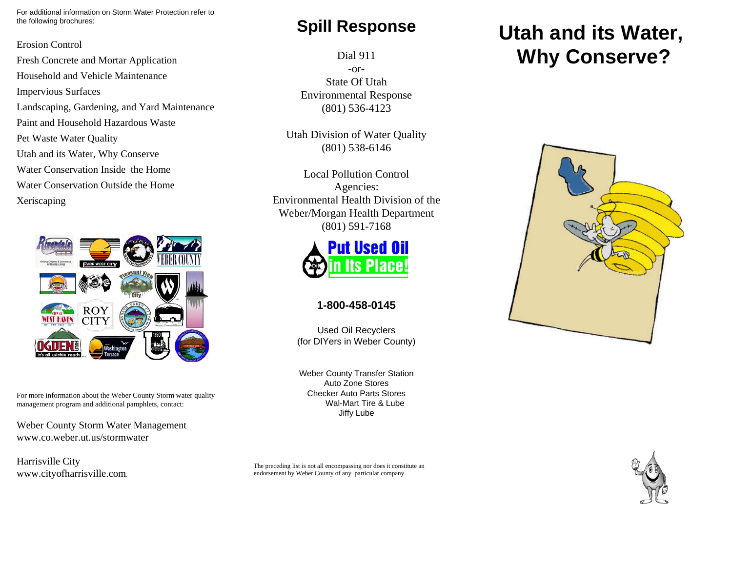For additional information on Storm Water Protection refer to the following brochures:

- Erosion Control
- Fresh Concrete and Mortar Application
- Household and Vehicle Maintenance
- Impervious Surfaces
- Landscaping, Gardening, and Yard Maintenance
- Paint and Household Hazardous Waste
- Pet Waste Water Quality
- Utah and its Water, Why Conserve
- Water Conservation Inside the Home
- Water Conservation Outside the Home
- Xeriscaping

For more information about the Weber County Storm water quality management program and additional pamphlets, contact:

Weber County Storm Water Management
www.co.weber.ut.us/stormwater

Harrisville City
www.cityofharrisville.com.

## Spill Response

Dial 911
-or-
State Of Utah
Environmental Response
(801) 536-4123

Utah Division of Water Quality
(801) 538-6146

Local Pollution Control Agencies:
Environmental Health Division of the Weber/Morgan Health Department
(801) 591-7168

Put Used Oil in Its Place!

**1-800-458-0145**

Used Oil Recyclers
(for DIYers in Weber County)

Weber County Transfer Station
Auto Zone Stores
Checker Auto Parts Stores
Wal-Mart Tire & Lube
Jiffy Lube

The preceding list is not all encompassing nor does it constitute an endorsement by Weber County of any particular company

# Utah and its Water, Why Conserve?